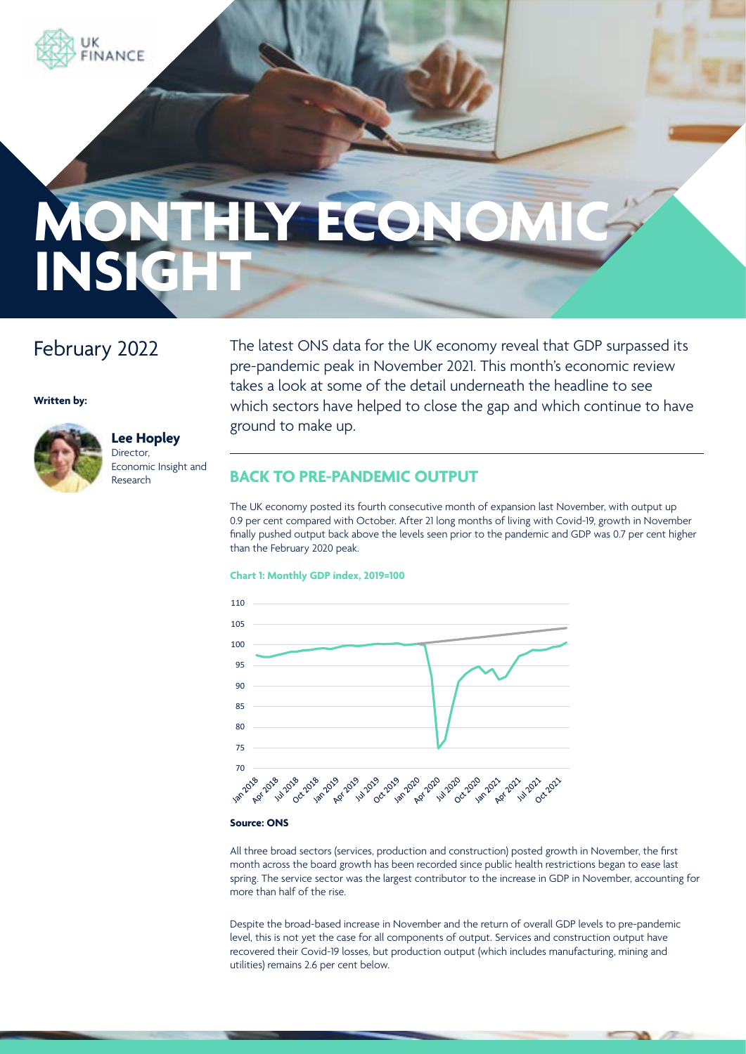# MONTHLY ECONOMIC INSIGHT

February 2022

**Written by:**

**Lee Hopley**
Director,
Economic Insight and Research

The latest ONS data for the UK economy reveal that GDP surpassed its pre-pandemic peak in November 2021. This month's economic review takes a look at some of the detail underneath the headline to see which sectors have helped to close the gap and which continue to have ground to make up.

## BACK TO PRE-PANDEMIC OUTPUT

The UK economy posted its fourth consecutive month of expansion last November, with output up 0.9 per cent compared with October. After 21 long months of living with Covid-19, growth in November finally pushed output back above the levels seen prior to the pandemic and GDP was 0.7 per cent higher than the February 2020 peak.

**Chart 1: Monthly GDP index, 2019=100**

**Source: ONS**

All three broad sectors (services, production and construction) posted growth in November, the first month across the board growth has been recorded since public health restrictions began to ease last spring. The service sector was the largest contributor to the increase in GDP in November, accounting for more than half of the rise.

Despite the broad-based increase in November and the return of overall GDP levels to pre-pandemic level, this is not yet the case for all components of output. Services and construction output have recovered their Covid-19 losses, but production output (which includes manufacturing, mining and utilities) remains 2.6 per cent below.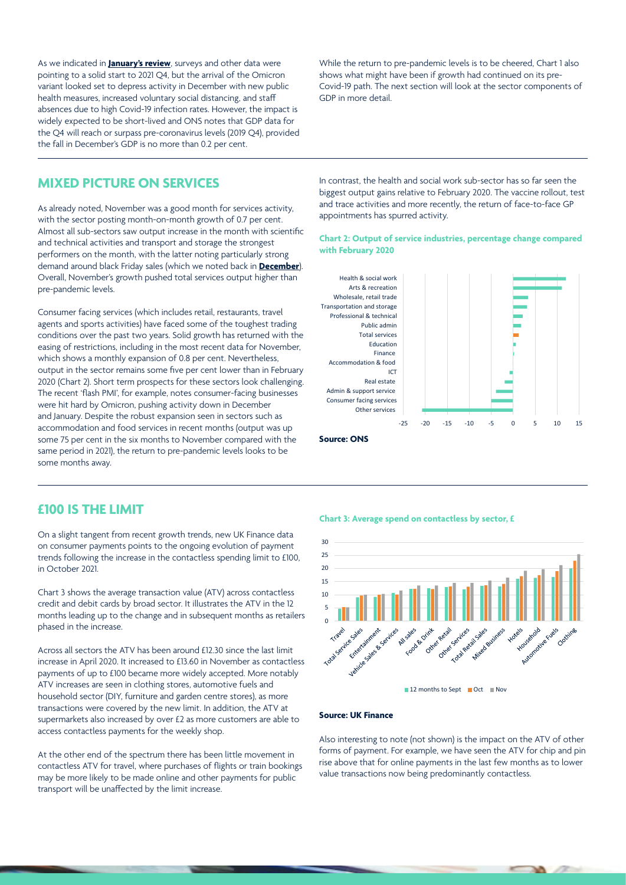As we indicated in **January's review**, surveys and other data were pointing to a solid start to 2021 Q4, but the arrival of the Omicron variant looked set to depress activity in December with new public health measures, increased voluntary social distancing, and staff absences due to high Covid-19 infection rates. However, the impact is widely expected to be short-lived and ONS notes that GDP data for the Q4 will reach or surpass pre-coronavirus levels (2019 Q4), provided the fall in December's GDP is no more than 0.2 per cent.

While the return to pre-pandemic levels is to be cheered, Chart 1 also shows what might have been if growth had continued on its pre-Covid-19 path. The next section will look at the sector components of GDP in more detail.

## MIXED PICTURE ON SERVICES

As already noted, November was a good month for services activity, with the sector posting month-on-month growth of 0.7 per cent. Almost all sub-sectors saw output increase in the month with scientific and technical activities and transport and storage the strongest performers on the month, with the latter noting particularly strong demand around Black Friday sales (which we noted back in **December**). Overall, November's growth pushed total services output higher than pre-pandemic levels.

Consumer facing services (which includes retail, restaurants, travel agents and sports activities) have faced some of the toughest trading conditions over the past two years. Solid growth has returned with the easing of restrictions, including in the most recent data for November, which shows a monthly expansion of 0.8 per cent. Nevertheless, output in the sector remains some five per cent lower than in February 2020 (Chart 2). Short term prospects for these sectors look challenging. The recent 'flash PMI', for example, notes consumer-facing businesses were hit hard by Omicron, pushing activity down in December and January. Despite the robust expansion seen in sectors such as accommodation and food services in recent months (output was up some 75 per cent in the six months to November compared with the same period in 2021), the return to pre-pandemic levels looks to be some months away.

In contrast, the health and social work sub-sector has so far seen the biggest output gains relative to February 2020. The vaccine rollout, test and trace activities and more recently, the return of face-to-face GP appointments has spurred activity.

**Chart 2: Output of service industries, percentage change compared with February 2020**

**Source: ONS**

## £100 IS THE LIMIT

On a slight tangent from recent growth trends, new UK Finance data on consumer payments points to the ongoing evolution of payment trends following the increase in the contactless spending limit to £100, in October 2021.

Chart 3 shows the average transaction value (ATV) across contactless credit and debit cards by broad sector. It illustrates the ATV in the 12 months leading up to the change and in subsequent months as retailers phased in the increase.

Across all sectors the ATV has been around £12.30 since the last limit increase in April 2020. It increased to £13.60 in November as contactless payments of up to £100 became more widely accepted. More notably ATV increases are seen in clothing stores, automotive fuels and household sector (DIY, furniture and garden centre stores), as more transactions were covered by the new limit. In addition, the ATV at supermarkets also increased by over £2 as more customers are able to access contactless payments for the weekly shop.

At the other end of the spectrum there has been little movement in contactless ATV for travel, where purchases of flights or train bookings may be more likely to be made online and other payments for public transport will be unaffected by the limit increase.

**Chart 3: Average spend on contactless by sector, £**

**Source: UK Finance**

Also interesting to note (not shown) is the impact on the ATV of other forms of payment. For example, we have seen the ATV for chip and pin rise above that for online payments in the last few months as to lower value transactions now being predominantly contactless.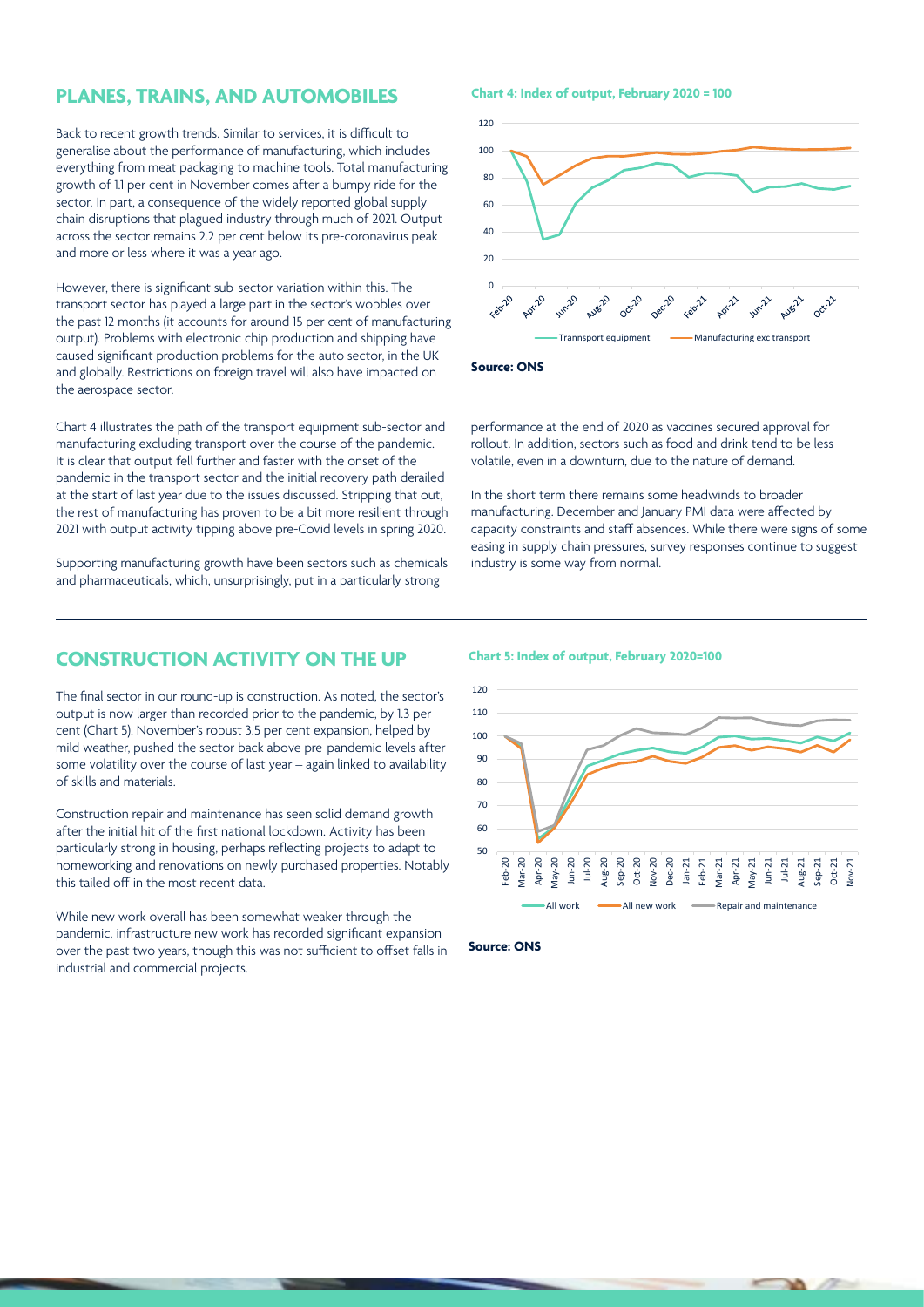## PLANES, TRAINS, AND AUTOMOBILES

Back to recent growth trends. Similar to services, it is difficult to generalise about the performance of manufacturing, which includes everything from meat packaging to machine tools. Total manufacturing growth of 1.1 per cent in November comes after a bumpy ride for the sector. In part, a consequence of the widely reported global supply chain disruptions that plagued industry through much of 2021. Output across the sector remains 2.2 per cent below its pre-coronavirus peak and more or less where it was a year ago.

However, there is significant sub-sector variation within this. The transport sector has played a large part in the sector's wobbles over the past 12 months (it accounts for around 15 per cent of manufacturing output). Problems with electronic chip production and shipping have caused significant production problems for the auto sector, in the UK and globally. Restrictions on foreign travel will also have impacted on the aerospace sector.

Chart 4 illustrates the path of the transport equipment sub-sector and manufacturing excluding transport over the course of the pandemic. It is clear that output fell further and faster with the onset of the pandemic in the transport sector and the initial recovery path derailed at the start of last year due to the issues discussed. Stripping that out, the rest of manufacturing has proven to be a bit more resilient through 2021 with output activity tipping above pre-Covid levels in spring 2020.

Supporting manufacturing growth have been sectors such as chemicals and pharmaceuticals, which, unsurprisingly, put in a particularly strong performance at the end of 2020 as vaccines secured approval for rollout. In addition, sectors such as food and drink tend to be less volatile, even in a downturn, due to the nature of demand.

In the short term there remains some headwinds to broader manufacturing. December and January PMI data were affected by capacity constraints and staff absences. While there were signs of some easing in supply chain pressures, survey responses continue to suggest industry is some way from normal.

**Chart 4: Index of output, February 2020 = 100**

**Source: ONS**

## CONSTRUCTION ACTIVITY ON THE UP

The final sector in our round-up is construction. As noted, the sector's output is now larger than recorded prior to the pandemic, by 1.3 per cent (Chart 5). November's robust 3.5 per cent expansion, helped by mild weather, pushed the sector back above pre-pandemic levels after some volatility over the course of last year – again linked to availability of skills and materials.

Construction repair and maintenance has seen solid demand growth after the initial hit of the first national lockdown. Activity has been particularly strong in housing, perhaps reflecting projects to adapt to homeworking and renovations on newly purchased properties. Notably this tailed off in the most recent data.

While new work overall has been somewhat weaker through the pandemic, infrastructure new work has recorded significant expansion over the past two years, though this was not sufficient to offset falls in industrial and commercial projects.

**Chart 5: Index of output, February 2020=100**

**Source: ONS**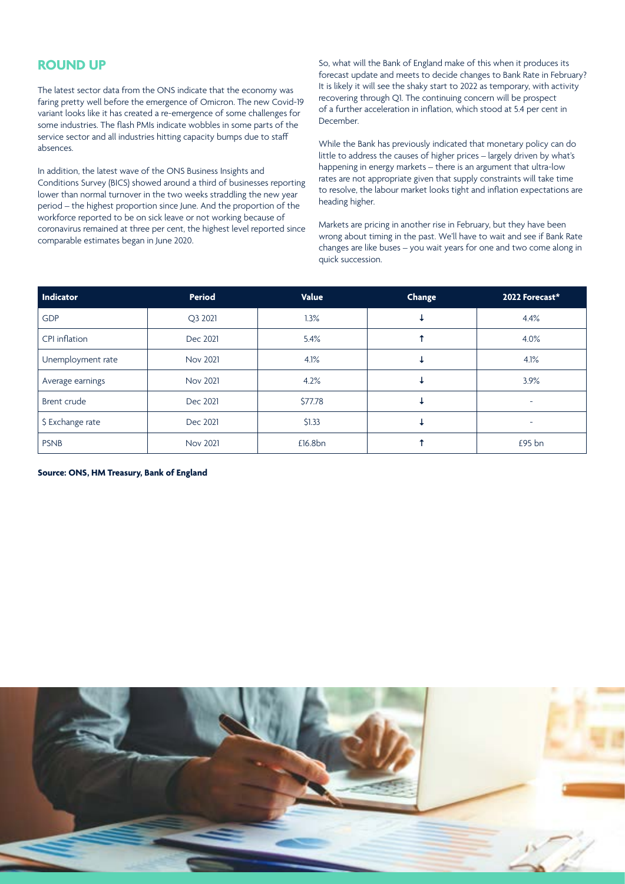## ROUND UP

The latest sector data from the ONS indicate that the economy was faring pretty well before the emergence of Omicron. The new Covid-19 variant looks like it has created a re-emergence of some challenges for some industries. The flash PMIs indicate wobbles in some parts of the service sector and all industries hitting capacity bumps due to staff absences.

In addition, the latest wave of the ONS Business Insights and Conditions Survey (BICS) showed around a third of businesses reporting lower than normal turnover in the two weeks straddling the new year period – the highest proportion since June. And the proportion of the workforce reported to be on sick leave or not working because of coronavirus remained at three per cent, the highest level reported since comparable estimates began in June 2020.

So, what will the Bank of England make of this when it produces its forecast update and meets to decide changes to Bank Rate in February? It is likely it will see the shaky start to 2022 as temporary, with activity recovering through Q1. The continuing concern will be prospect of a further acceleration in inflation, which stood at 5.4 per cent in December.

While the Bank has previously indicated that monetary policy can do little to address the causes of higher prices – largely driven by what's happening in energy markets – there is an argument that ultra-low rates are not appropriate given that supply constraints will take time to resolve, the labour market looks tight and inflation expectations are heading higher.

Markets are pricing in another rise in February, but they have been wrong about timing in the past. We'll have to wait and see if Bank Rate changes are like buses – you wait years for one and two come along in quick succession.

| Indicator | Period | Value | Change | 2022 Forecast* |
|---|---|---|---|---|
| GDP | Q3 2021 | 1.3% | ↓ | 4.4% |
| CPI inflation | Dec 2021 | 5.4% | ↑ | 4.0% |
| Unemployment rate | Nov 2021 | 4.1% | ↓ | 4.1% |
| Average earnings | Nov 2021 | 4.2% | ↓ | 3.9% |
| Brent crude | Dec 2021 | $77.78 | ↓ | - |
| $ Exchange rate | Dec 2021 | $1.33 | ↓ | - |
| PSNB | Nov 2021 | £16.8bn | ↑ | £95 bn |

**Source: ONS, HM Treasury, Bank of England**